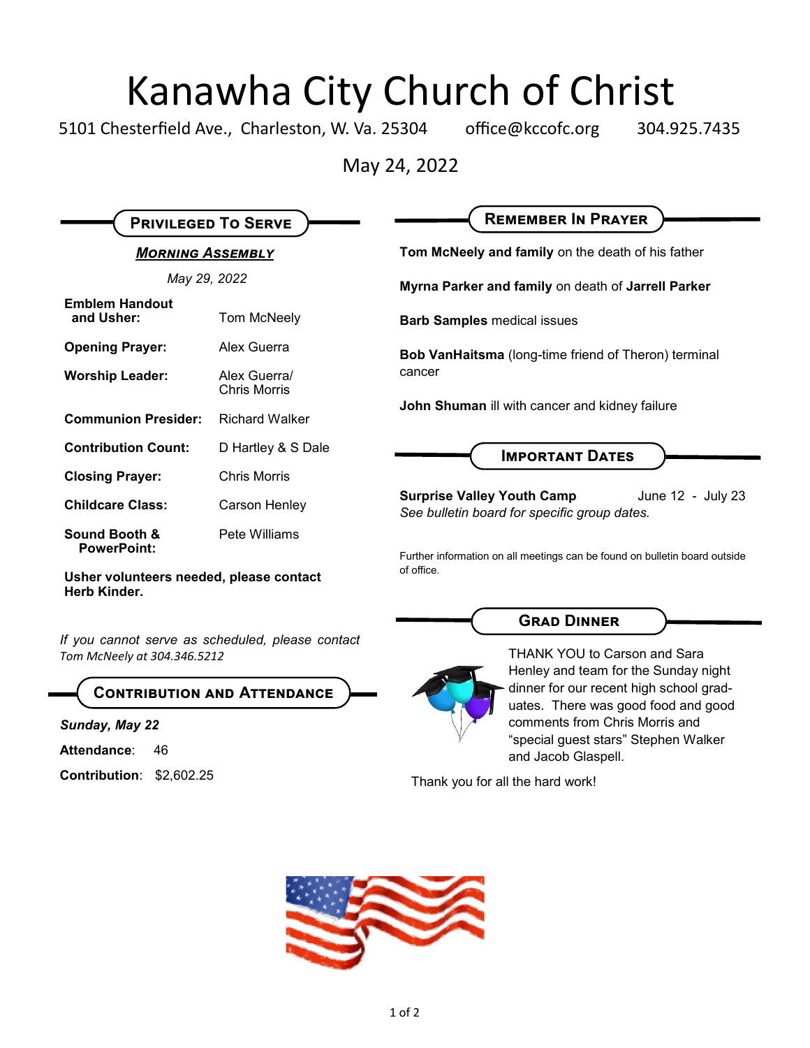# Kanawha City Church of Christ

5101 Chesterfield Ave., Charleston, W. Va. 25304 office@kccofc.org 304.925.7435

May 24, 2022

## Privileged To Serve

### *Morning Assembly*

*May 29, 2022*

| | |
|---|---|
| **Emblem Handout and Usher:** | Tom McNeely |
| **Opening Prayer:** | Alex Guerra |
| **Worship Leader:** | Alex Guerra/ Chris Morris |
| **Communion Presider:** | Richard Walker |
| **Contribution Count:** | D Hartley & S Dale |
| **Closing Prayer:** | Chris Morris |
| **Childcare Class:** | Carson Henley |
| **Sound Booth & PowerPoint:** | Pete Williams |

**Usher volunteers needed, please contact Herb Kinder.**

*If you cannot serve as scheduled, please contact Tom McNeely at 304.346.5212*

## Contribution and Attendance

***Sunday, May 22***

**Attendance**: 46

**Contribution**: $2,602.25

## Remember In Prayer

**Tom McNeely and family** on the death of his father

**Myrna Parker and family** on death of **Jarrell Parker**

**Barb Samples** medical issues

**Bob VanHaitsma** (long-time friend of Theron) terminal cancer

**John Shuman** ill with cancer and kidney failure

## Important Dates

**Surprise Valley Youth Camp** June 12 - July 23
*See bulletin board for specific group dates.*

Further information on all meetings can be found on bulletin board outside of office.

## Grad Dinner

THANK YOU to Carson and Sara Henley and team for the Sunday night dinner for our recent high school graduates. There was good food and good comments from Chris Morris and "special guest stars" Stephen Walker and Jacob Glaspell.

Thank you for all the hard work!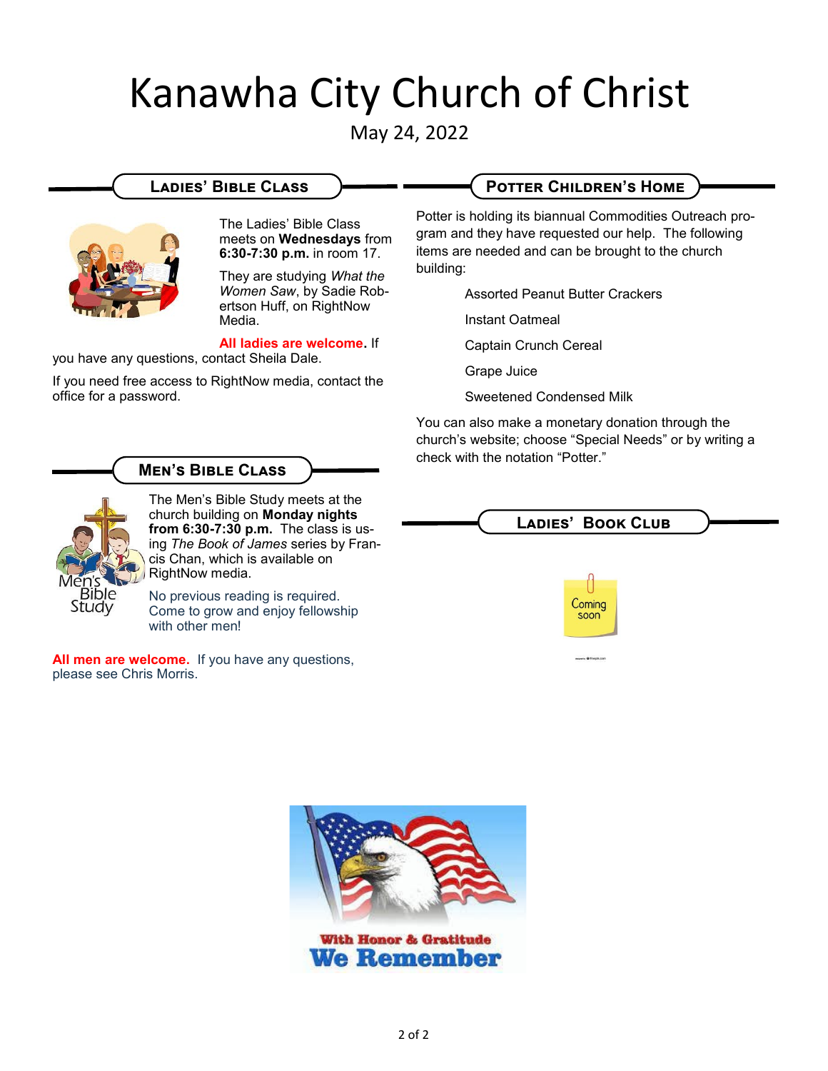# Kanawha City Church of Christ

May 24, 2022

## Ladies' Bible Class

The Ladies' Bible Class meets on **Wednesdays** from **6:30-7:30 p.m.** in room 17.

They are studying *What the Women Saw*, by Sadie Robertson Huff, on RightNow Media.

**All ladies are welcome.** If you have any questions, contact Sheila Dale.

If you need free access to RightNow media, contact the office for a password.

## Men's Bible Class

The Men's Bible Study meets at the church building on **Monday nights from 6:30-7:30 p.m.** The class is using *The Book of James* series by Francis Chan, which is available on RightNow media.

No previous reading is required. Come to grow and enjoy fellowship with other men!

**All men are welcome.** If you have any questions, please see Chris Morris.

## Potter Children's Home

Potter is holding its biannual Commodities Outreach program and they have requested our help. The following items are needed and can be brought to the church building:

- Assorted Peanut Butter Crackers
- Instant Oatmeal
- Captain Crunch Cereal
- Grape Juice
- Sweetened Condensed Milk

You can also make a monetary donation through the church's website; choose "Special Needs" or by writing a check with the notation "Potter."

## Ladies' Book Club

Coming soon

With Honor & Gratitude
We Remember